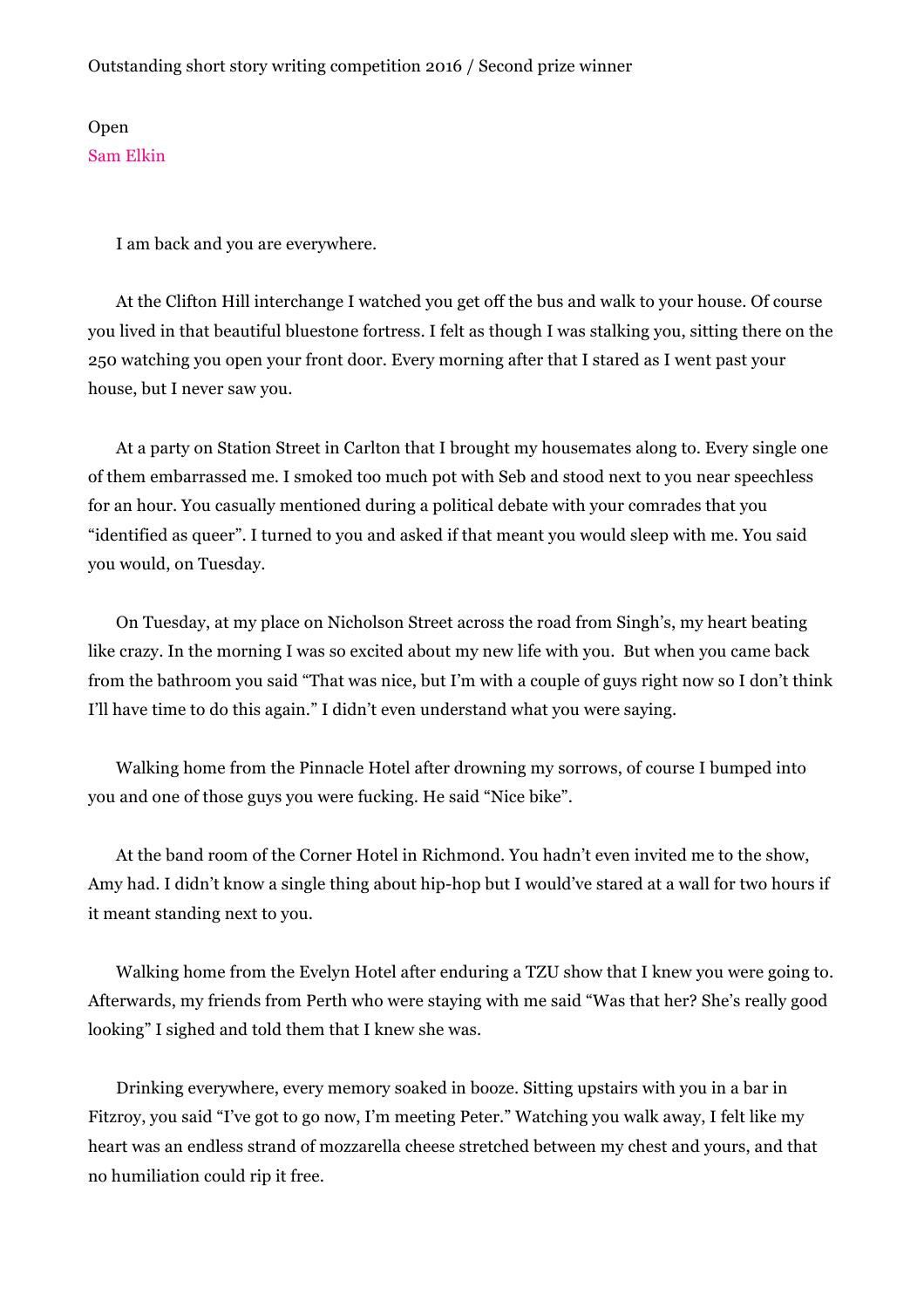Outstanding short story writing competition 2016 / Second prize winner

# Open

Sam Elkin

I am back and you are everywhere.

At the Clifton Hill interchange I watched you get off the bus and walk to your house. Of course you lived in that beautiful bluestone fortress. I felt as though I was stalking you, sitting there on the 250 watching you open your front door. Every morning after that I stared as I went past your house, but I never saw you.

At a party on Station Street in Carlton that I brought my housemates along to. Every single one of them embarrassed me. I smoked too much pot with Seb and stood next to you near speechless for an hour. You casually mentioned during a political debate with your comrades that you "identified as queer". I turned to you and asked if that meant you would sleep with me. You said you would, on Tuesday.

On Tuesday, at my place on Nicholson Street across the road from Singh's, my heart beating like crazy. In the morning I was so excited about my new life with you. But when you came back from the bathroom you said "That was nice, but I'm with a couple of guys right now so I don't think I'll have time to do this again." I didn't even understand what you were saying.

Walking home from the Pinnacle Hotel after drowning my sorrows, of course I bumped into you and one of those guys you were fucking. He said "Nice bike".

At the band room of the Corner Hotel in Richmond. You hadn't even invited me to the show, Amy had. I didn't know a single thing about hip-hop but I would've stared at a wall for two hours if it meant standing next to you.

Walking home from the Evelyn Hotel after enduring a TZU show that I knew you were going to. Afterwards, my friends from Perth who were staying with me said "Was that her? She's really good looking" I sighed and told them that I knew she was.

Drinking everywhere, every memory soaked in booze. Sitting upstairs with you in a bar in Fitzroy, you said "I've got to go now, I'm meeting Peter." Watching you walk away, I felt like my heart was an endless strand of mozzarella cheese stretched between my chest and yours, and that no humiliation could rip it free.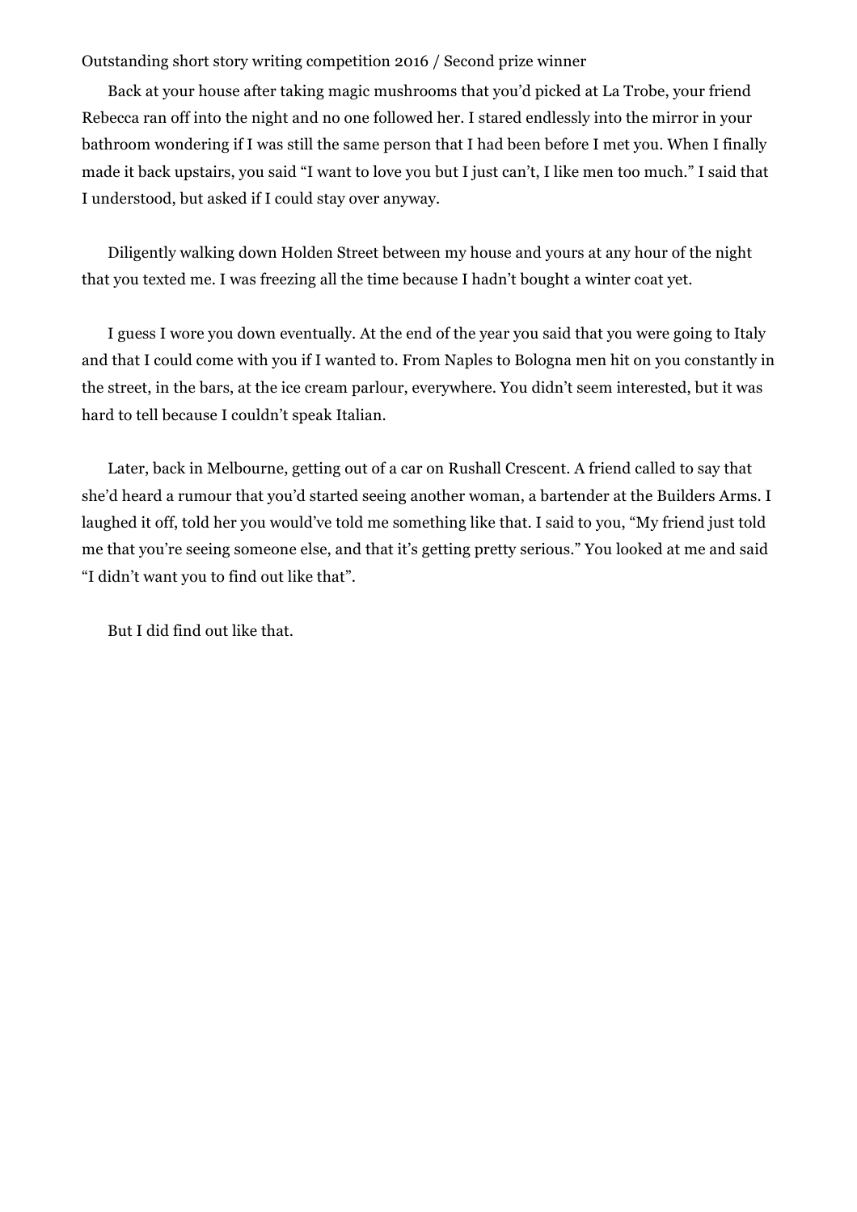Outstanding short story writing competition 2016 / Second prize winner

Back at your house after taking magic mushrooms that you'd picked at La Trobe, your friend Rebecca ran off into the night and no one followed her. I stared endlessly into the mirror in your bathroom wondering if I was still the same person that I had been before I met you. When I finally made it back upstairs, you said "I want to love you but I just can't, I like men too much." I said that I understood, but asked if I could stay over anyway.

Diligently walking down Holden Street between my house and yours at any hour of the night that you texted me. I was freezing all the time because I hadn't bought a winter coat yet.

I guess I wore you down eventually. At the end of the year you said that you were going to Italy and that I could come with you if I wanted to. From Naples to Bologna men hit on you constantly in the street, in the bars, at the ice cream parlour, everywhere. You didn't seem interested, but it was hard to tell because I couldn't speak Italian.

Later, back in Melbourne, getting out of a car on Rushall Crescent. A friend called to say that she'd heard a rumour that you'd started seeing another woman, a bartender at the Builders Arms. I laughed it off, told her you would've told me something like that. I said to you, "My friend just told me that you're seeing someone else, and that it's getting pretty serious." You looked at me and said "I didn't want you to find out like that".

But I did find out like that.